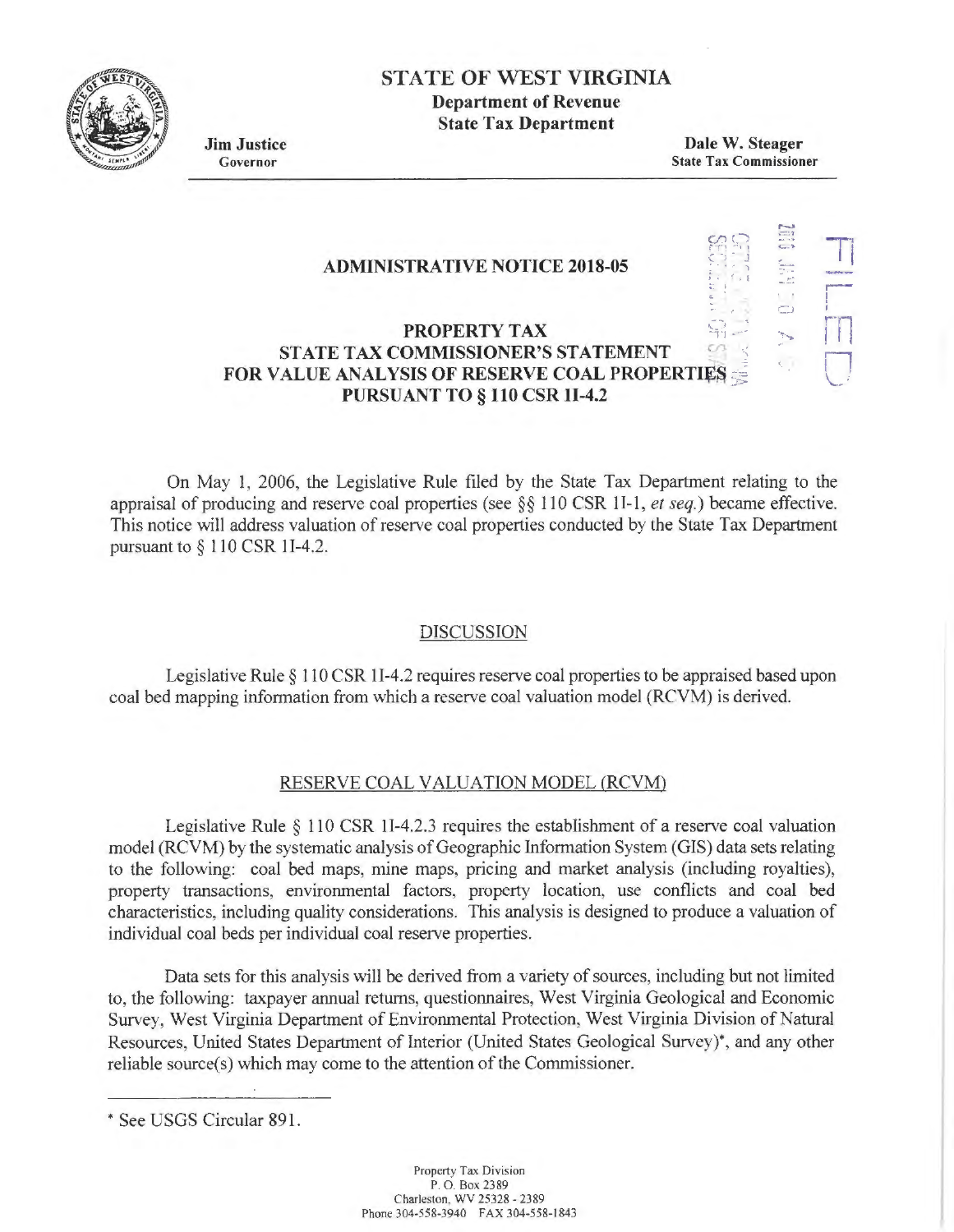# STATE OF WEST VIRGINIA

**Department of Revenue**
**State Tax Department**

**Jim Justice**
Governor

**Dale W. Steager**
State Tax Commissioner

## ADMINISTRATIVE NOTICE 2018-05

## PROPERTY TAX
## STATE TAX COMMISSIONER'S STATEMENT
## FOR VALUE ANALYSIS OF RESERVE COAL PROPERTIES
## PURSUANT TO § 110 CSR 1I-4.2

On May 1, 2006, the Legislative Rule filed by the State Tax Department relating to the appraisal of producing and reserve coal properties (see §§ 110 CSR 1I-1, *et seq.*) became effective. This notice will address valuation of reserve coal properties conducted by the State Tax Department pursuant to § 110 CSR 1I-4.2.

### DISCUSSION

Legislative Rule § 110 CSR 1I-4.2 requires reserve coal properties to be appraised based upon coal bed mapping information from which a reserve coal valuation model (RCVM) is derived.

### RESERVE COAL VALUATION MODEL (RCVM)

Legislative Rule § 110 CSR 1I-4.2.3 requires the establishment of a reserve coal valuation model (RCVM) by the systematic analysis of Geographic Information System (GIS) data sets relating to the following: coal bed maps, mine maps, pricing and market analysis (including royalties), property transactions, environmental factors, property location, use conflicts and coal bed characteristics, including quality considerations. This analysis is designed to produce a valuation of individual coal beds per individual coal reserve properties.

Data sets for this analysis will be derived from a variety of sources, including but not limited to, the following: taxpayer annual returns, questionnaires, West Virginia Geological and Economic Survey, West Virginia Department of Environmental Protection, West Virginia Division of Natural Resources, United States Department of Interior (United States Geological Survey)*, and any other reliable source(s) which may come to the attention of the Commissioner.

* See USGS Circular 891.

Property Tax Division
P. O. Box 2389
Charleston, WV 25328 - 2389
Phone 304-558-3940 FAX 304-558-1843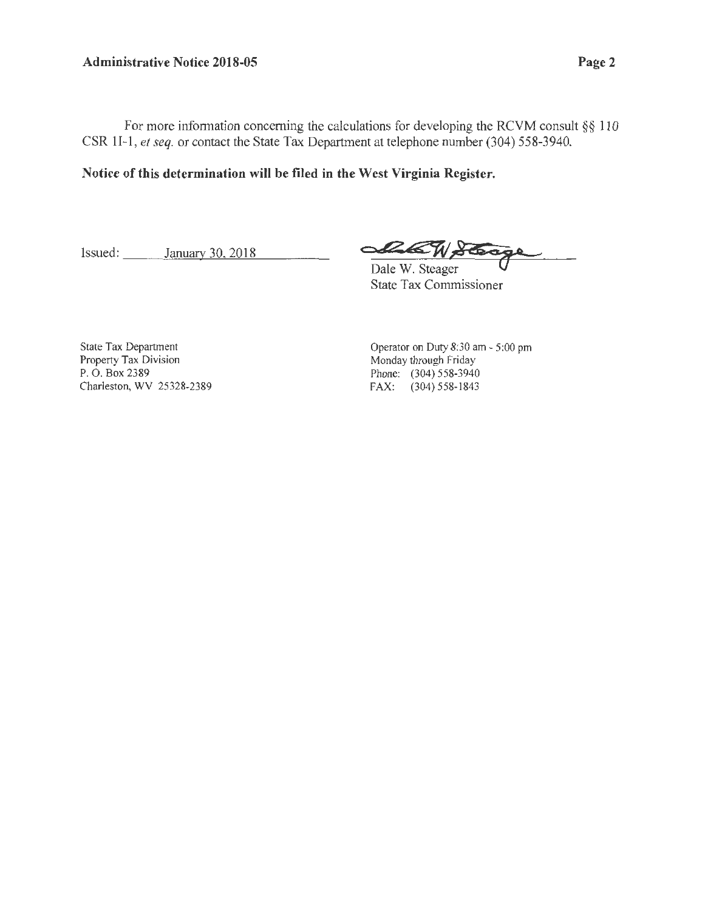For more information concerning the calculations for developing the RCVM consult §§ 110 CSR 1I-1, *et seq.* or contact the State Tax Department at telephone number (304) 558-3940.

**Notice of this determination will be filed in the West Virginia Register.**

Issued: January 30, 2018

Dale W. Steager
State Tax Commissioner

State Tax Department
Property Tax Division
P. O. Box 2389
Charleston, WV 25328-2389

Operator on Duty 8:30 am - 5:00 pm
Monday through Friday
Phone: (304) 558-3940
FAX: (304) 558-1843